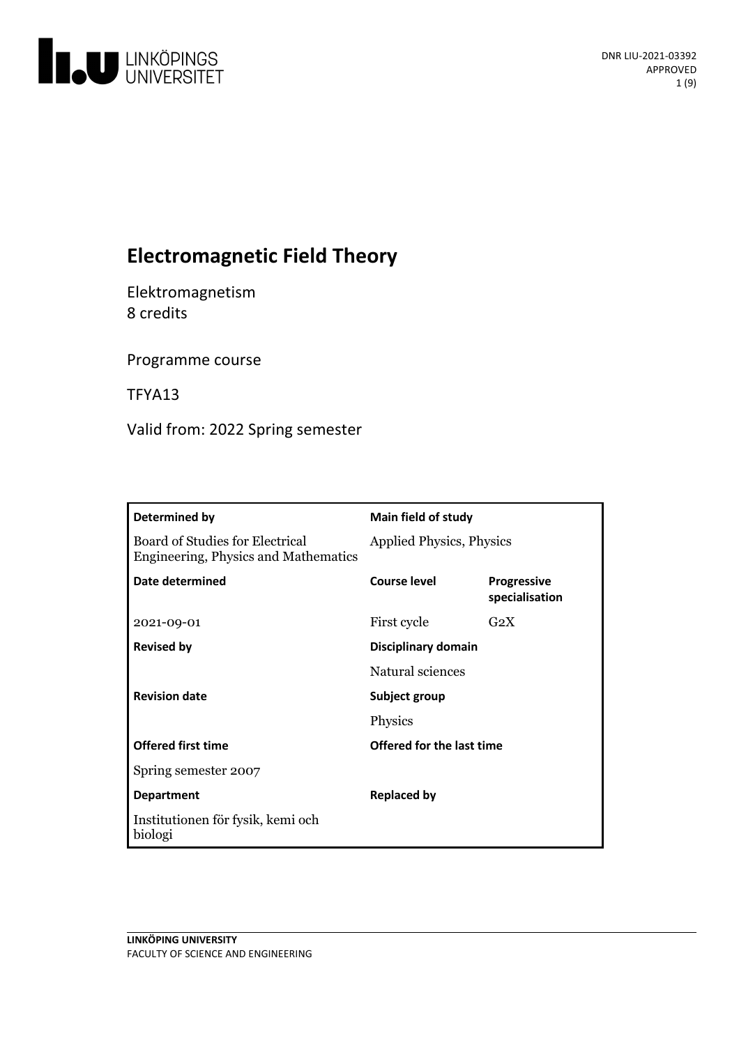DNR LIU-2021-03392
APPROVED

# Electromagnetic Field Theory

Elektromagnetism
8 credits

Programme course

TFYA13

Valid from: 2022 Spring semester

| Determined by | Main field of study | |
|---|---|---|
| Board of Studies for Electrical Engineering, Physics and Mathematics | Applied Physics, Physics | |
| **Date determined** | **Course level** | **Progressive specialisation** |
| 2021-09-01 | First cycle | G2X |
| **Revised by** | **Disciplinary domain** | |
| | Natural sciences | |
| **Revision date** | **Subject group** | |
| | Physics | |
| **Offered first time** | **Offered for the last time** | |
| Spring semester 2007 | | |
| **Department** | **Replaced by** | |
| Institutionen för fysik, kemi och biologi | | |

LINKÖPING UNIVERSITY
FACULTY OF SCIENCE AND ENGINEERING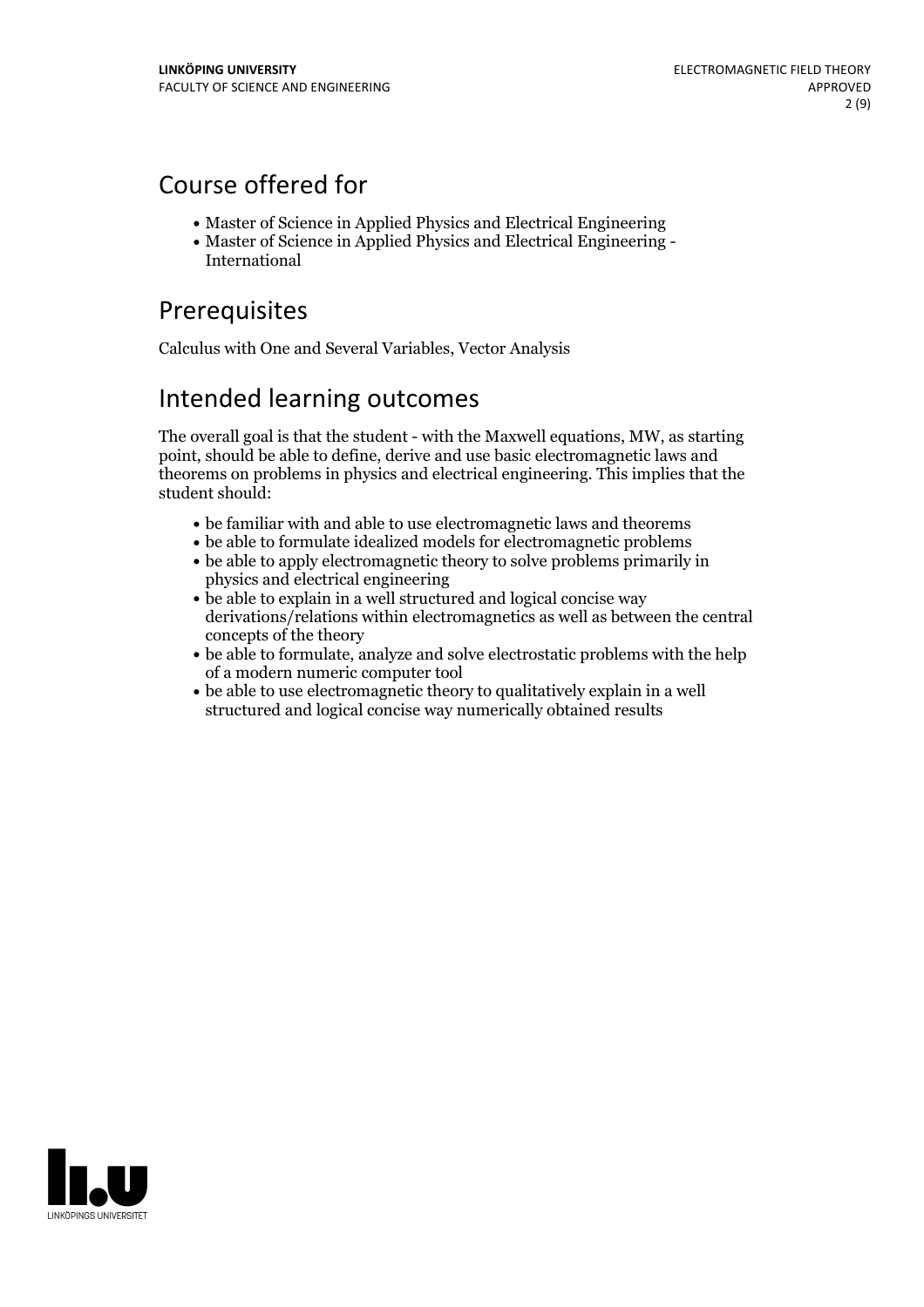## Course offered for

- Master of Science in Applied Physics and Electrical Engineering
- Master of Science in Applied Physics and Electrical Engineering - International

## Prerequisites

Calculus with One and Several Variables, Vector Analysis

## Intended learning outcomes

The overall goal is that the student - with the Maxwell equations, MW, as starting point, should be able to define, derive and use basic electromagnetic laws and theorems on problems in physics and electrical engineering. This implies that the student should:

- be familiar with and able to use electromagnetic laws and theorems
- be able to formulate idealized models for electromagnetic problems
- be able to apply electromagnetic theory to solve problems primarily in physics and electrical engineering
- be able to explain in a well structured and logical concise way derivations/relations within electromagnetics as well as between the central concepts of the theory
- be able to formulate, analyze and solve electrostatic problems with the help of a modern numeric computer tool
- be able to use electromagnetic theory to qualitatively explain in a well structured and logical concise way numerically obtained results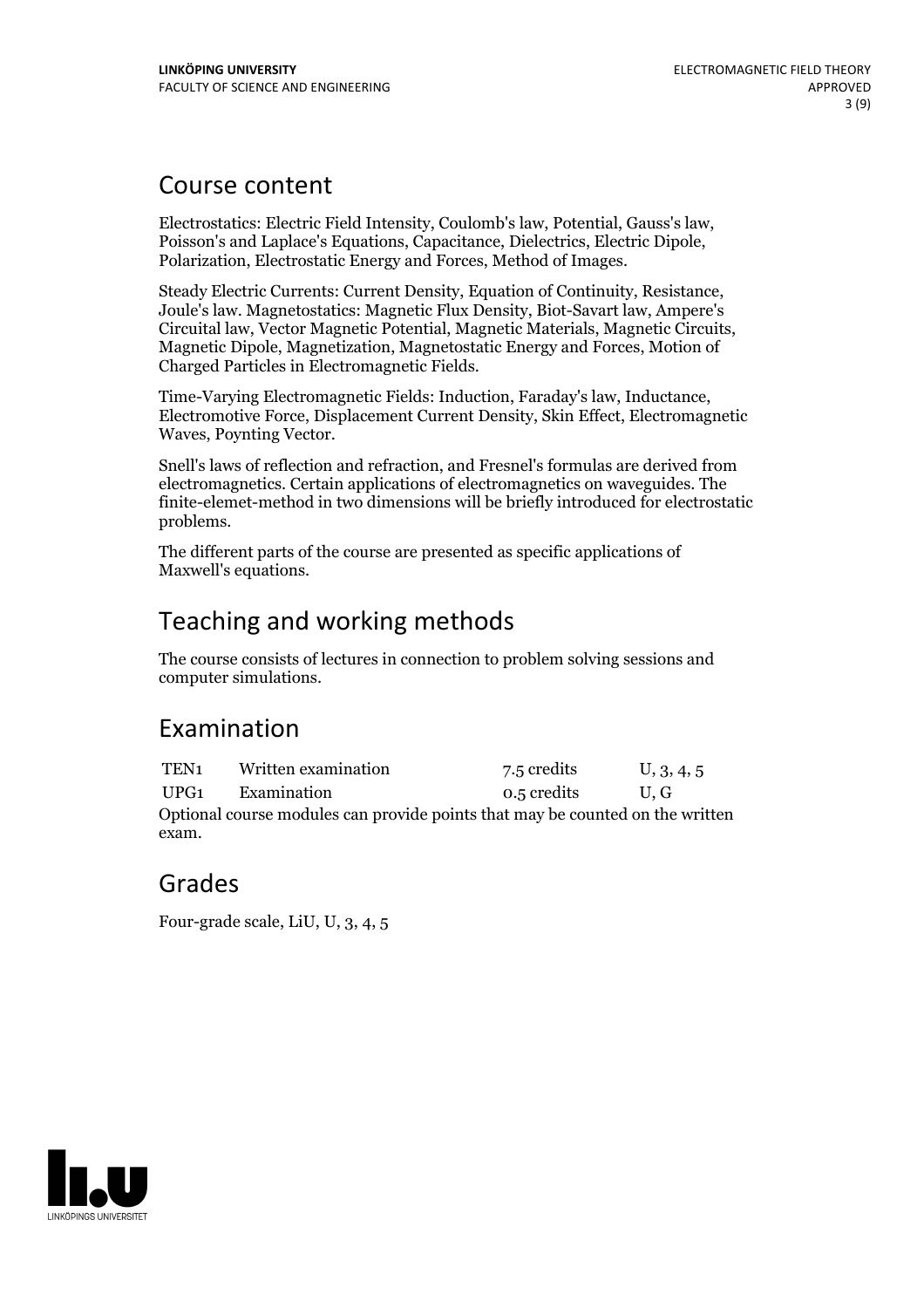## Course content

Electrostatics: Electric Field Intensity, Coulomb's law, Potential, Gauss's law, Poisson's and Laplace's Equations, Capacitance, Dielectrics, Electric Dipole, Polarization, Electrostatic Energy and Forces, Method of Images.

Steady Electric Currents: Current Density, Equation of Continuity, Resistance, Joule's law. Magnetostatics: Magnetic Flux Density, Biot-Savart law, Ampere's Circuital law, Vector Magnetic Potential, Magnetic Materials, Magnetic Circuits, Magnetic Dipole, Magnetization, Magnetostatic Energy and Forces, Motion of Charged Particles in Electromagnetic Fields.

Time-Varying Electromagnetic Fields: Induction, Faraday's law, Inductance, Electromotive Force, Displacement Current Density, Skin Effect, Electromagnetic Waves, Poynting Vector.

Snell's laws of reflection and refraction, and Fresnel's formulas are derived from electromagnetics. Certain applications of electromagnetics on waveguides. The finite-elemet-method in two dimensions will be briefly introduced for electrostatic problems.

The different parts of the course are presented as specific applications of Maxwell's equations.

## Teaching and working methods

The course consists of lectures in connection to problem solving sessions and computer simulations.

## Examination

| | | | |
|---|---|---|---|
| TEN1 | Written examination | 7.5 credits | U, 3, 4, 5 |
| UPG1 | Examination | 0.5 credits | U, G |

Optional course modules can provide points that may be counted on the written exam.

## Grades

Four-grade scale, LiU, U, 3, 4, 5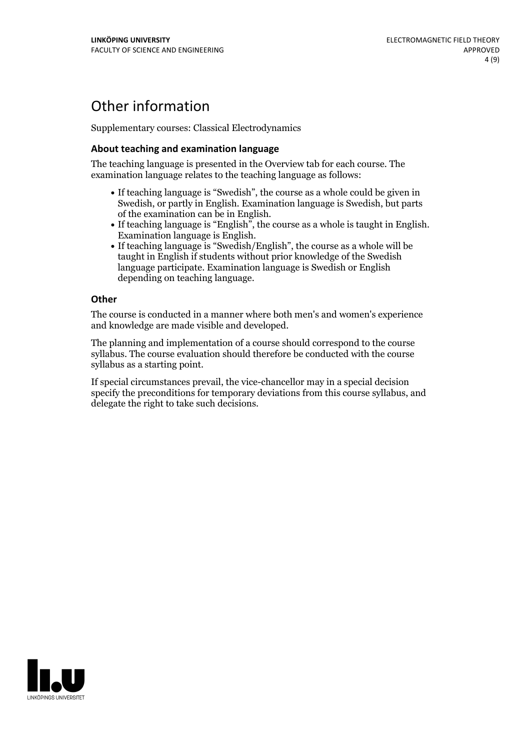# Other information

Supplementary courses: Classical Electrodynamics

### About teaching and examination language

The teaching language is presented in the Overview tab for each course. The examination language relates to the teaching language as follows:

- If teaching language is "Swedish", the course as a whole could be given in Swedish, or partly in English. Examination language is Swedish, but parts of the examination can be in English.
- If teaching language is "English", the course as a whole is taught in English. Examination language is English.
- If teaching language is "Swedish/English", the course as a whole will be taught in English if students without prior knowledge of the Swedish language participate. Examination language is Swedish or English depending on teaching language.

### Other

The course is conducted in a manner where both men's and women's experience and knowledge are made visible and developed.

The planning and implementation of a course should correspond to the course syllabus. The course evaluation should therefore be conducted with the course syllabus as a starting point.

If special circumstances prevail, the vice-chancellor may in a special decision specify the preconditions for temporary deviations from this course syllabus, and delegate the right to take such decisions.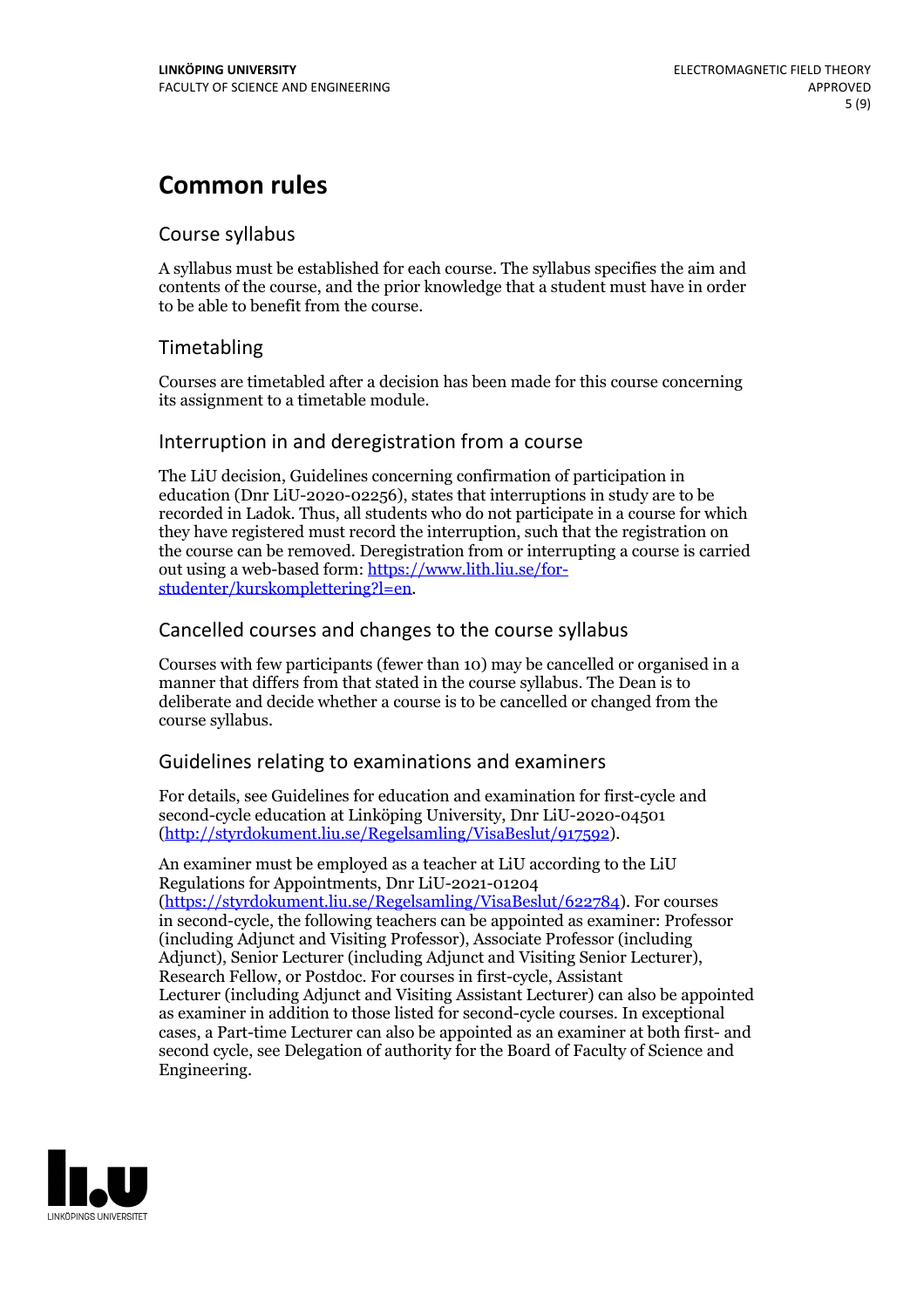# Common rules

## Course syllabus

A syllabus must be established for each course. The syllabus specifies the aim and contents of the course, and the prior knowledge that a student must have in order to be able to benefit from the course.

## Timetabling

Courses are timetabled after a decision has been made for this course concerning its assignment to a timetable module.

## Interruption in and deregistration from a course

The LiU decision, Guidelines concerning confirmation of participation in education (Dnr LiU-2020-02256), states that interruptions in study are to be recorded in Ladok. Thus, all students who do not participate in a course for which they have registered must record the interruption, such that the registration on the course can be removed. Deregistration from or interrupting a course is carried out using a web-based form: https://www.lith.liu.se/for-studenter/kurskomplettering?l=en.

## Cancelled courses and changes to the course syllabus

Courses with few participants (fewer than 10) may be cancelled or organised in a manner that differs from that stated in the course syllabus. The Dean is to deliberate and decide whether a course is to be cancelled or changed from the course syllabus.

## Guidelines relating to examinations and examiners

For details, see Guidelines for education and examination for first-cycle and second-cycle education at Linköping University, Dnr LiU-2020-04501 (http://styrdokument.liu.se/Regelsamling/VisaBeslut/917592).

An examiner must be employed as a teacher at LiU according to the LiU Regulations for Appointments, Dnr LiU-2021-01204 (https://styrdokument.liu.se/Regelsamling/VisaBeslut/622784). For courses in second-cycle, the following teachers can be appointed as examiner: Professor (including Adjunct and Visiting Professor), Associate Professor (including Adjunct), Senior Lecturer (including Adjunct and Visiting Senior Lecturer), Research Fellow, or Postdoc. For courses in first-cycle, Assistant Lecturer (including Adjunct and Visiting Assistant Lecturer) can also be appointed as examiner in addition to those listed for second-cycle courses. In exceptional cases, a Part-time Lecturer can also be appointed as an examiner at both first- and second cycle, see Delegation of authority for the Board of Faculty of Science and Engineering.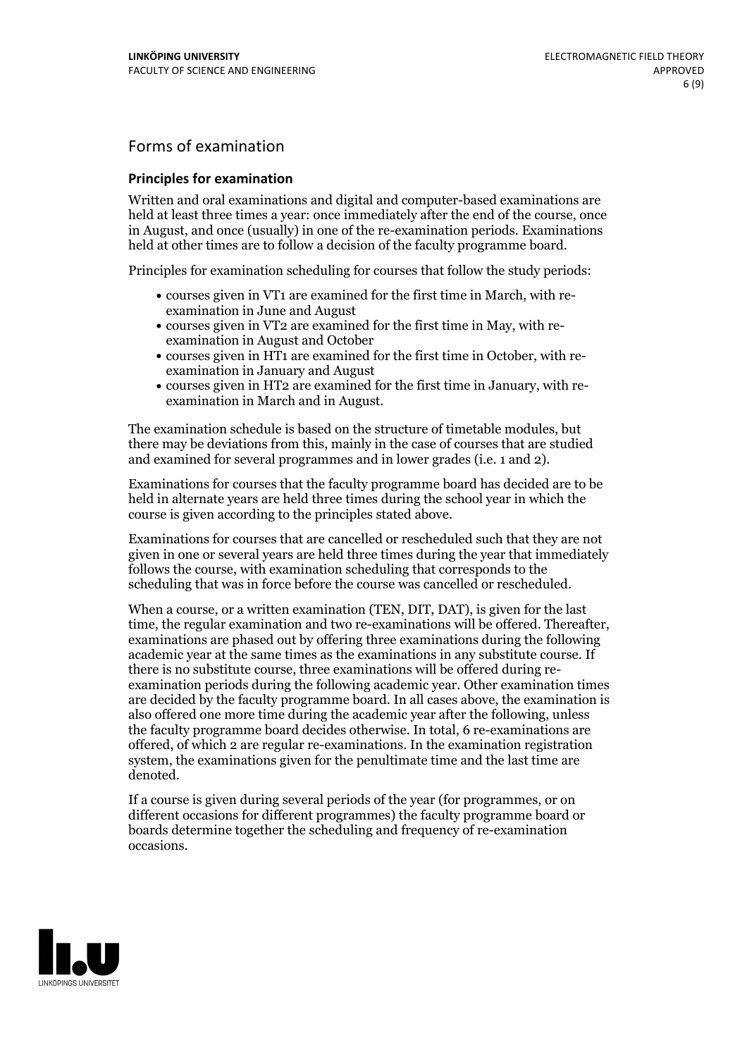## Forms of examination

### Principles for examination

Written and oral examinations and digital and computer-based examinations are held at least three times a year: once immediately after the end of the course, once in August, and once (usually) in one of the re-examination periods. Examinations held at other times are to follow a decision of the faculty programme board.

Principles for examination scheduling for courses that follow the study periods:

- courses given in VT1 are examined for the first time in March, with re-examination in June and August
- courses given in VT2 are examined for the first time in May, with re-examination in August and October
- courses given in HT1 are examined for the first time in October, with re-examination in January and August
- courses given in HT2 are examined for the first time in January, with re-examination in March and in August.

The examination schedule is based on the structure of timetable modules, but there may be deviations from this, mainly in the case of courses that are studied and examined for several programmes and in lower grades (i.e. 1 and 2).

Examinations for courses that the faculty programme board has decided are to be held in alternate years are held three times during the school year in which the course is given according to the principles stated above.

Examinations for courses that are cancelled or rescheduled such that they are not given in one or several years are held three times during the year that immediately follows the course, with examination scheduling that corresponds to the scheduling that was in force before the course was cancelled or rescheduled.

When a course, or a written examination (TEN, DIT, DAT), is given for the last time, the regular examination and two re-examinations will be offered. Thereafter, examinations are phased out by offering three examinations during the following academic year at the same times as the examinations in any substitute course. If there is no substitute course, three examinations will be offered during re-examination periods during the following academic year. Other examination times are decided by the faculty programme board. In all cases above, the examination is also offered one more time during the academic year after the following, unless the faculty programme board decides otherwise. In total, 6 re-examinations are offered, of which 2 are regular re-examinations. In the examination registration system, the examinations given for the penultimate time and the last time are denoted.

If a course is given during several periods of the year (for programmes, or on different occasions for different programmes) the faculty programme board or boards determine together the scheduling and frequency of re-examination occasions.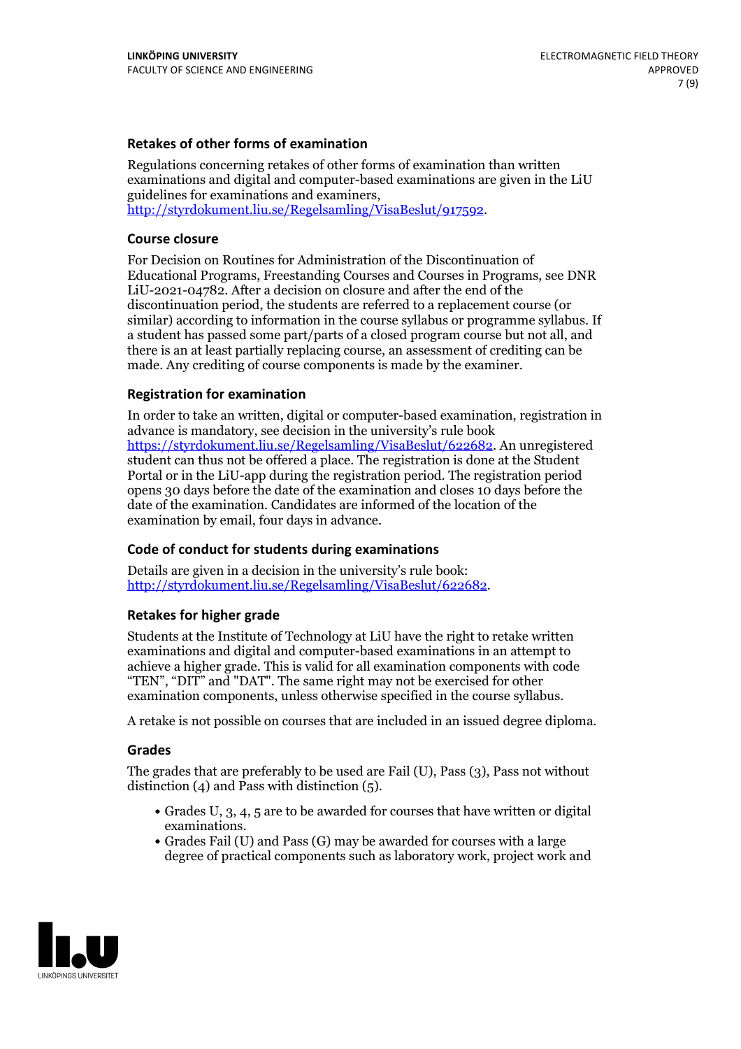### Retakes of other forms of examination

Regulations concerning retakes of other forms of examination than written examinations and digital and computer-based examinations are given in the LiU guidelines for examinations and examiners, http://styrdokument.liu.se/Regelsamling/VisaBeslut/917592.

### Course closure

For Decision on Routines for Administration of the Discontinuation of Educational Programs, Freestanding Courses and Courses in Programs, see DNR LiU-2021-04782. After a decision on closure and after the end of the discontinuation period, the students are referred to a replacement course (or similar) according to information in the course syllabus or programme syllabus. If a student has passed some part/parts of a closed program course but not all, and there is an at least partially replacing course, an assessment of crediting can be made. Any crediting of course components is made by the examiner.

### Registration for examination

In order to take an written, digital or computer-based examination, registration in advance is mandatory, see decision in the university's rule book https://styrdokument.liu.se/Regelsamling/VisaBeslut/622682. An unregistered student can thus not be offered a place. The registration is done at the Student Portal or in the LiU-app during the registration period. The registration period opens 30 days before the date of the examination and closes 10 days before the date of the examination. Candidates are informed of the location of the examination by email, four days in advance.

### Code of conduct for students during examinations

Details are given in a decision in the university's rule book: http://styrdokument.liu.se/Regelsamling/VisaBeslut/622682.

### Retakes for higher grade

Students at the Institute of Technology at LiU have the right to retake written examinations and digital and computer-based examinations in an attempt to achieve a higher grade. This is valid for all examination components with code "TEN", "DIT" and "DAT". The same right may not be exercised for other examination components, unless otherwise specified in the course syllabus.

A retake is not possible on courses that are included in an issued degree diploma.

### Grades

The grades that are preferably to be used are Fail (U), Pass (3), Pass not without distinction (4) and Pass with distinction (5).

- Grades U, 3, 4, 5 are to be awarded for courses that have written or digital examinations.
- Grades Fail (U) and Pass (G) may be awarded for courses with a large degree of practical components such as laboratory work, project work and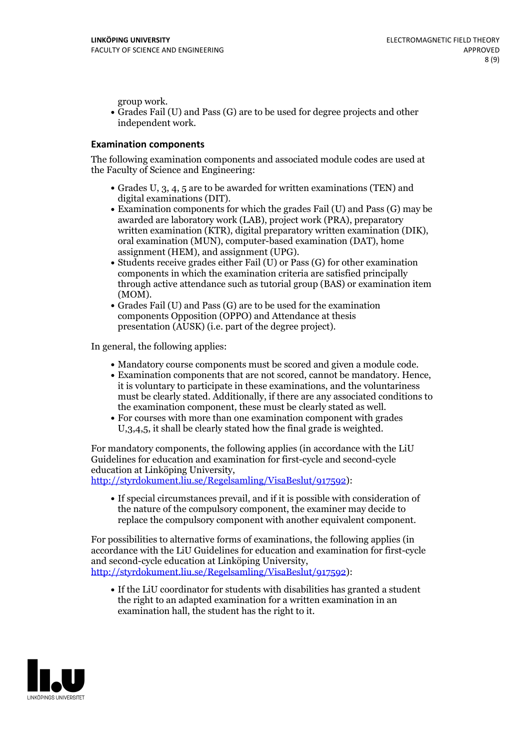group work.

- Grades Fail (U) and Pass (G) are to be used for degree projects and other independent work.

### Examination components

The following examination components and associated module codes are used at the Faculty of Science and Engineering:

- Grades U, 3, 4, 5 are to be awarded for written examinations (TEN) and digital examinations (DIT).
- Examination components for which the grades Fail (U) and Pass (G) may be awarded are laboratory work (LAB), project work (PRA), preparatory written examination (KTR), digital preparatory written examination (DIK), oral examination (MUN), computer-based examination (DAT), home assignment (HEM), and assignment (UPG).
- Students receive grades either Fail (U) or Pass (G) for other examination components in which the examination criteria are satisfied principally through active attendance such as tutorial group (BAS) or examination item (MOM).
- Grades Fail (U) and Pass (G) are to be used for the examination components Opposition (OPPO) and Attendance at thesis presentation (AUSK) (i.e. part of the degree project).

In general, the following applies:

- Mandatory course components must be scored and given a module code.
- Examination components that are not scored, cannot be mandatory. Hence, it is voluntary to participate in these examinations, and the voluntariness must be clearly stated. Additionally, if there are any associated conditions to the examination component, these must be clearly stated as well.
- For courses with more than one examination component with grades U,3,4,5, it shall be clearly stated how the final grade is weighted.

For mandatory components, the following applies (in accordance with the LiU Guidelines for education and examination for first-cycle and second-cycle education at Linköping University, http://styrdokument.liu.se/Regelsamling/VisaBeslut/917592):

- If special circumstances prevail, and if it is possible with consideration of the nature of the compulsory component, the examiner may decide to replace the compulsory component with another equivalent component.

For possibilities to alternative forms of examinations, the following applies (in accordance with the LiU Guidelines for education and examination for first-cycle and second-cycle education at Linköping University, http://styrdokument.liu.se/Regelsamling/VisaBeslut/917592):

- If the LiU coordinator for students with disabilities has granted a student the right to an adapted examination for a written examination in an examination hall, the student has the right to it.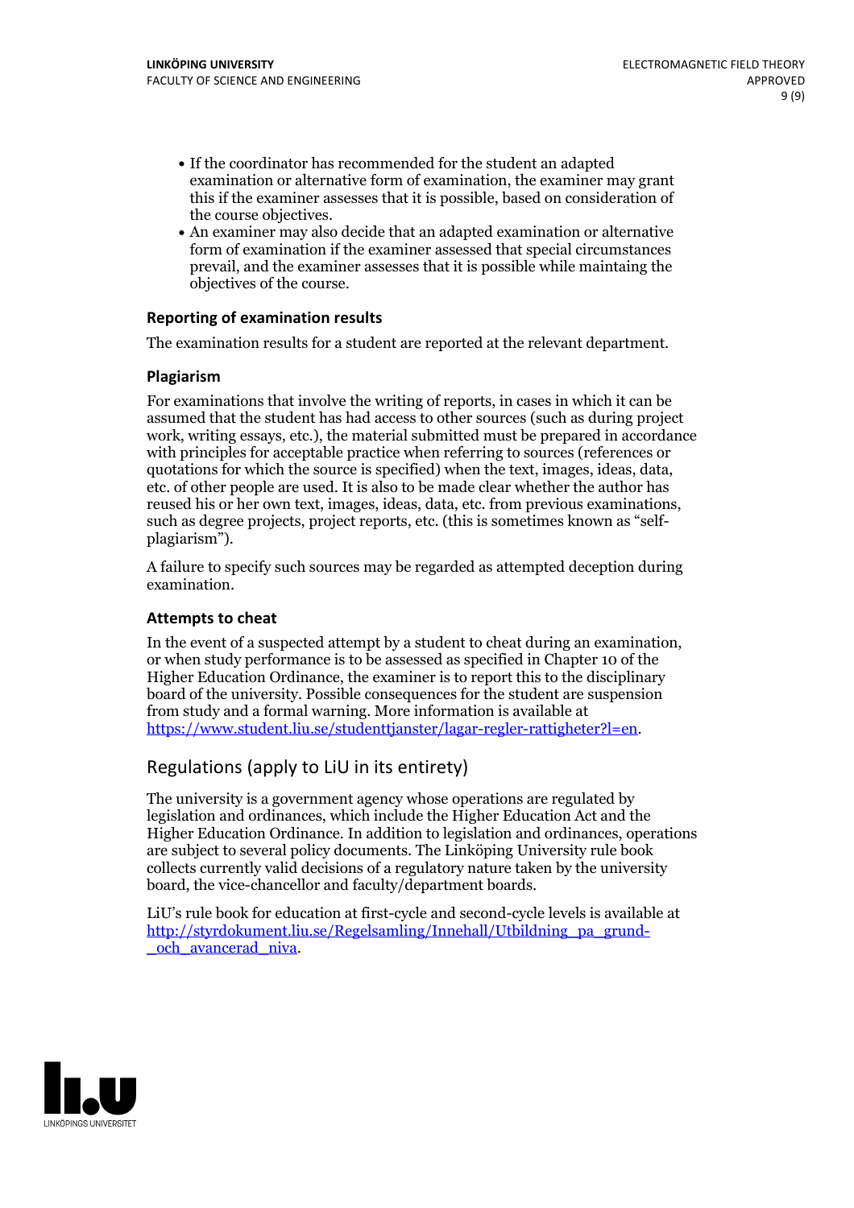- If the coordinator has recommended for the student an adapted examination or alternative form of examination, the examiner may grant this if the examiner assesses that it is possible, based on consideration of the course objectives.
- An examiner may also decide that an adapted examination or alternative form of examination if the examiner assessed that special circumstances prevail, and the examiner assesses that it is possible while maintaing the objectives of the course.

### Reporting of examination results

The examination results for a student are reported at the relevant department.

### Plagiarism

For examinations that involve the writing of reports, in cases in which it can be assumed that the student has had access to other sources (such as during project work, writing essays, etc.), the material submitted must be prepared in accordance with principles for acceptable practice when referring to sources (references or quotations for which the source is specified) when the text, images, ideas, data, etc. of other people are used. It is also to be made clear whether the author has reused his or her own text, images, ideas, data, etc. from previous examinations, such as degree projects, project reports, etc. (this is sometimes known as "self-plagiarism").

A failure to specify such sources may be regarded as attempted deception during examination.

### Attempts to cheat

In the event of a suspected attempt by a student to cheat during an examination, or when study performance is to be assessed as specified in Chapter 10 of the Higher Education Ordinance, the examiner is to report this to the disciplinary board of the university. Possible consequences for the student are suspension from study and a formal warning. More information is available at https://www.student.liu.se/studenttjanster/lagar-regler-rattigheter?l=en.

## Regulations (apply to LiU in its entirety)

The university is a government agency whose operations are regulated by legislation and ordinances, which include the Higher Education Act and the Higher Education Ordinance. In addition to legislation and ordinances, operations are subject to several policy documents. The Linköping University rule book collects currently valid decisions of a regulatory nature taken by the university board, the vice-chancellor and faculty/department boards.

LiU's rule book for education at first-cycle and second-cycle levels is available at http://styrdokument.liu.se/Regelsamling/Innehall/Utbildning_pa_grund-_och_avancerad_niva.